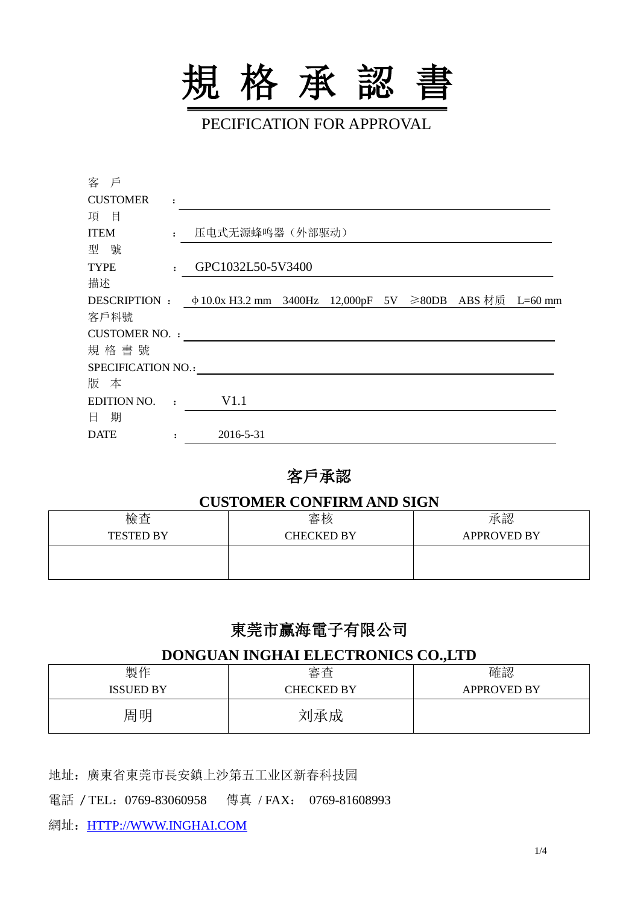# 規 格 承 認 書

PECIFICATION FOR APPROVAL

客 戶
CUSTOMER ：

項 目
ITEM ： 压电式无源蜂鸣器（外部驱动）

型 號
TYPE ： GPC1032L50-5V3400

描述
DESCRIPTION ： ϕ10.0x H3.2 mm 3400Hz 12,000pF 5V ≥80DB ABS 材质 L=60 mm

客戶料號
CUSTOMER NO. ：

規 格 書 號
SPECIFICATION NO.：

版 本
EDITION NO. ： V1.1

日 期
DATE ： 2016-5-31

## 客戶承認

### CUSTOMER CONFIRM AND SIGN

| 檢查<br>TESTED BY | 審核<br>CHECKED BY | 承認<br>APPROVED BY |
|---|---|---|
| | | |

## 東莞市贏海電子有限公司

### DONGUAN INGHAI ELECTRONICS CO.,LTD

| 製作<br>ISSUED BY | 審查<br>CHECKED BY | 確認<br>APPROVED BY |
|---|---|---|
| 周明 | 刘承成 | |

地址：廣東省東莞市長安鎮上沙第五工业区新春科技园

電話 / TEL：0769-83060958 傳真 / FAX： 0769-81608993

網址：HTTP://WWW.INGHAI.COM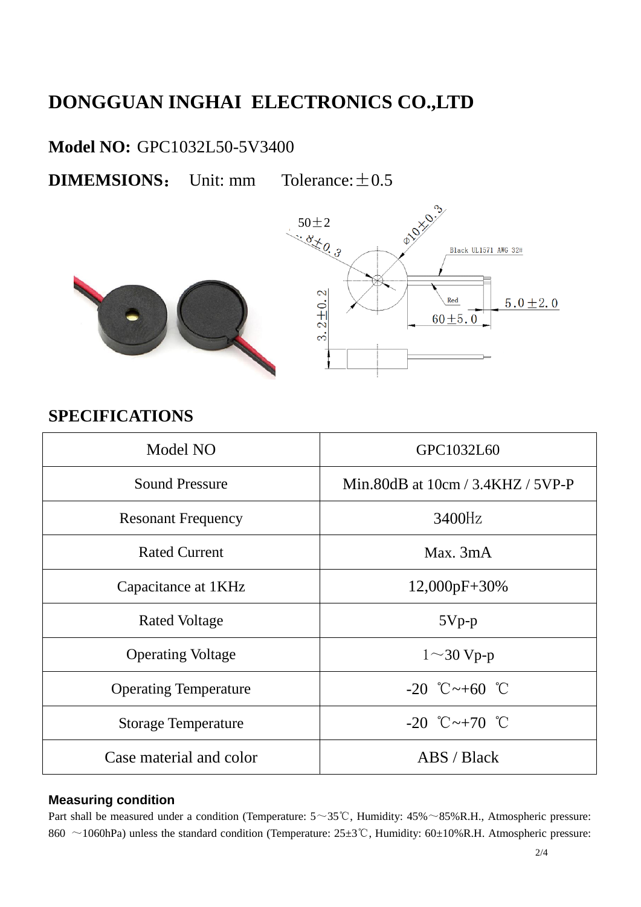# DONGGUAN INGHAI ELECTRONICS CO.,LTD

**Model NO:** GPC1032L50-5V3400

**DIMEMSIONS：** Unit: mm Tolerance:±0.5

## SPECIFICATIONS

| Model NO | GPC1032L60 |
|---|---|
| Sound Pressure | Min.80dB at 10cm / 3.4KHZ / 5VP-P |
| Resonant Frequency | 3400Hz |
| Rated Current | Max. 3mA |
| Capacitance at 1KHz | 12,000pF+30% |
| Rated Voltage | 5Vp-p |
| Operating Voltage | 1～30 Vp-p |
| Operating Temperature | -20 ℃~+60 ℃ |
| Storage Temperature | -20 ℃~+70 ℃ |
| Case material and color | ABS / Black |

**Measuring condition**

Part shall be measured under a condition (Temperature: 5～35℃, Humidity: 45%～85%R.H., Atmospheric pressure: 860 ～1060hPa) unless the standard condition (Temperature: 25±3℃, Humidity: 60±10%R.H. Atmospheric pressure: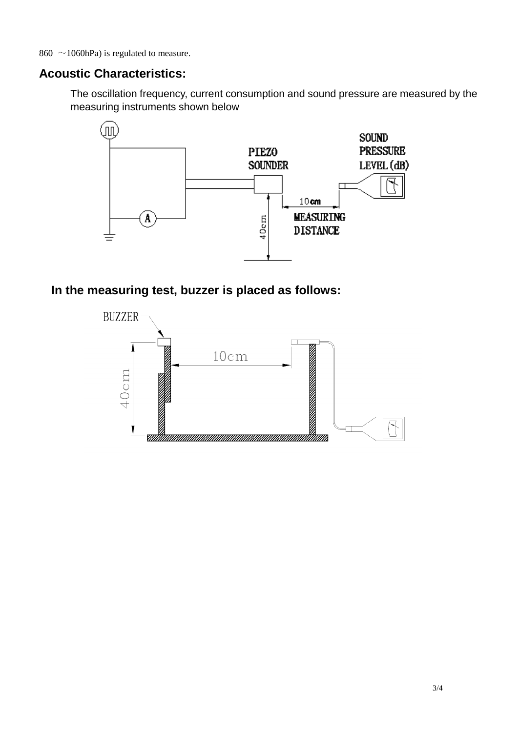860 ～1060hPa) is regulated to measure.

## Acoustic Characteristics:

The oscillation frequency, current consumption and sound pressure are measured by the measuring instruments shown below

## In the measuring test, buzzer is placed as follows: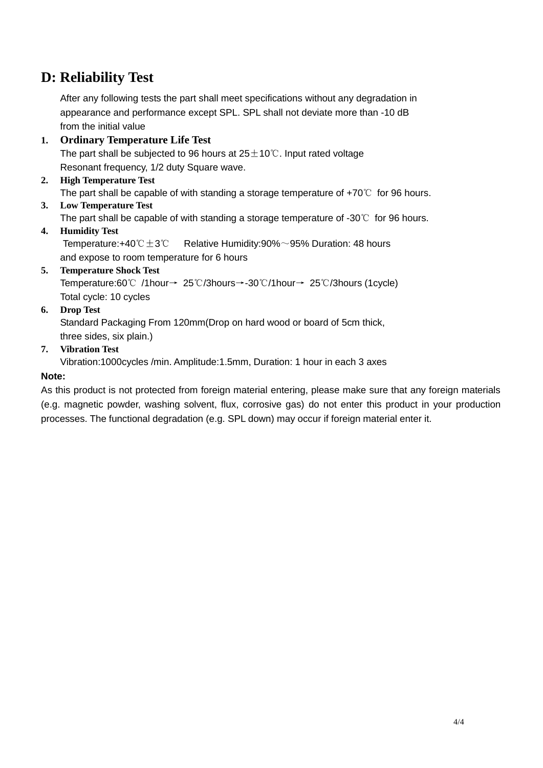## D: Reliability Test

After any following tests the part shall meet specifications without any degradation in appearance and performance except SPL. SPL shall not deviate more than -10 dB from the initial value

1. **Ordinary Temperature Life Test**
   The part shall be subjected to 96 hours at 25±10℃. Input rated voltage Resonant frequency, 1/2 duty Square wave.
2. **High Temperature Test**
   The part shall be capable of with standing a storage temperature of +70℃ for 96 hours.
3. **Low Temperature Test**
   The part shall be capable of with standing a storage temperature of -30℃ for 96 hours.
4. **Humidity Test**
   Temperature:+40℃±3℃ Relative Humidity:90%～95% Duration: 48 hours and expose to room temperature for 6 hours
5. **Temperature Shock Test**
   Temperature:60℃ /1hour→ 25℃/3hours→-30℃/1hour→ 25℃/3hours (1cycle)
   Total cycle: 10 cycles
6. **Drop Test**
   Standard Packaging From 120mm(Drop on hard wood or board of 5cm thick, three sides, six plain.)
7. **Vibration Test**
   Vibration:1000cycles /min. Amplitude:1.5mm, Duration: 1 hour in each 3 axes

**Note:**

As this product is not protected from foreign material entering, please make sure that any foreign materials (e.g. magnetic powder, washing solvent, flux, corrosive gas) do not enter this product in your production processes. The functional degradation (e.g. SPL down) may occur if foreign material enter it.